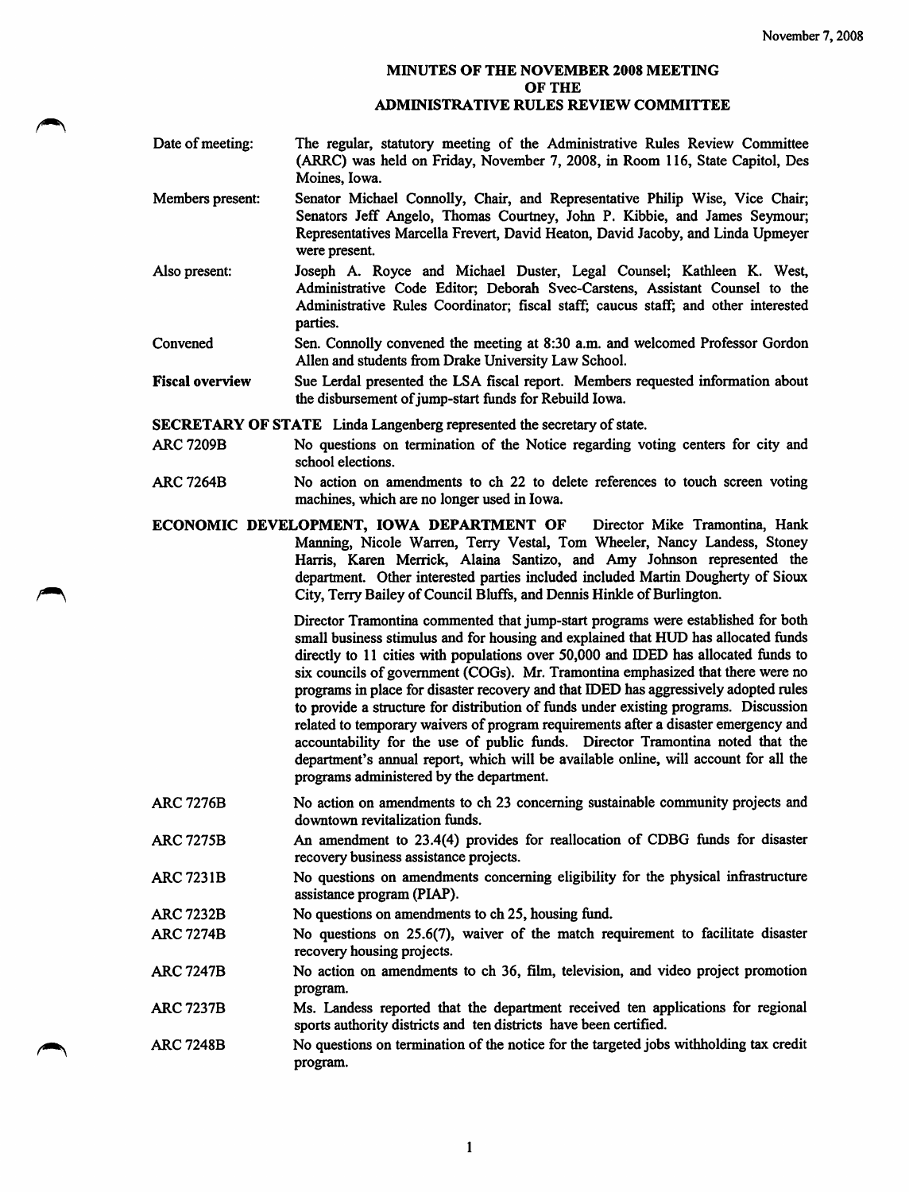November 7, 2008

# MINUTES OF THE NOVEMBER 2008 MEETING OF THE ADMINISTRATIVE RULES REVIEW COMMITTEE

Date of meeting: The regular, statutory meeting of the Administrative Rules Review Committee (ARRC) was held on Friday, November 7, 2008, in Room 116, State Capitol, Des Moines, Iowa.

Members present: Senator Michael Connolly, Chair, and Representative Philip Wise, Vice Chair; Senators Jeff Angelo, Thomas Courtney, John P. Kibbie, and James Seymour; Representatives Marcella Frevert, David Heaton, David Jacoby, and Linda Upmeyer were present.

Also present: Joseph A. Royce and Michael Duster, Legal Counsel; Kathleen K. West, Administrative Code Editor; Deborah Svec-Carstens, Assistant Counsel to the Administrative Rules Coordinator; fiscal staff; caucus staff; and other interested parties.

Convened: Sen. Connolly convened the meeting at 8:30 a.m. and welcomed Professor Gordon Allen and students from Drake University Law School.

**Fiscal overview**: Sue Lerdal presented the LSA fiscal report. Members requested information about the disbursement of jump-start funds for Rebuild Iowa.

**SECRETARY OF STATE** Linda Langenberg represented the secretary of state.

ARC 7209B: No questions on termination of the Notice regarding voting centers for city and school elections.

ARC 7264B: No action on amendments to ch 22 to delete references to touch screen voting machines, which are no longer used in Iowa.

**ECONOMIC DEVELOPMENT, IOWA DEPARTMENT OF** Director Mike Tramontina, Hank Manning, Nicole Warren, Terry Vestal, Tom Wheeler, Nancy Landess, Stoney Harris, Karen Merrick, Alaina Santizo, and Amy Johnson represented the department. Other interested parties included included Martin Dougherty of Sioux City, Terry Bailey of Council Bluffs, and Dennis Hinkle of Burlington.

Director Tramontina commented that jump-start programs were established for both small business stimulus and for housing and explained that HUD has allocated funds directly to 11 cities with populations over 50,000 and IDED has allocated funds to six councils of government (COGs). Mr. Tramontina emphasized that there were no programs in place for disaster recovery and that IDED has aggressively adopted rules to provide a structure for distribution of funds under existing programs. Discussion related to temporary waivers of program requirements after a disaster emergency and accountability for the use of public funds. Director Tramontina noted that the department's annual report, which will be available online, will account for all the programs administered by the department.

ARC 7276B: No action on amendments to ch 23 concerning sustainable community projects and downtown revitalization funds.

ARC 7275B: An amendment to 23.4(4) provides for reallocation of CDBG funds for disaster recovery business assistance projects.

ARC 7231B: No questions on amendments concerning eligibility for the physical infrastructure assistance program (PIAP).

ARC 7232B: No questions on amendments to ch 25, housing fund.

ARC 7274B: No questions on 25.6(7), waiver of the match requirement to facilitate disaster recovery housing projects.

ARC 7247B: No action on amendments to ch 36, film, television, and video project promotion program.

ARC 7237B: Ms. Landess reported that the department received ten applications for regional sports authority districts and ten districts have been certified.

ARC 7248B: No questions on termination of the notice for the targeted jobs withholding tax credit program.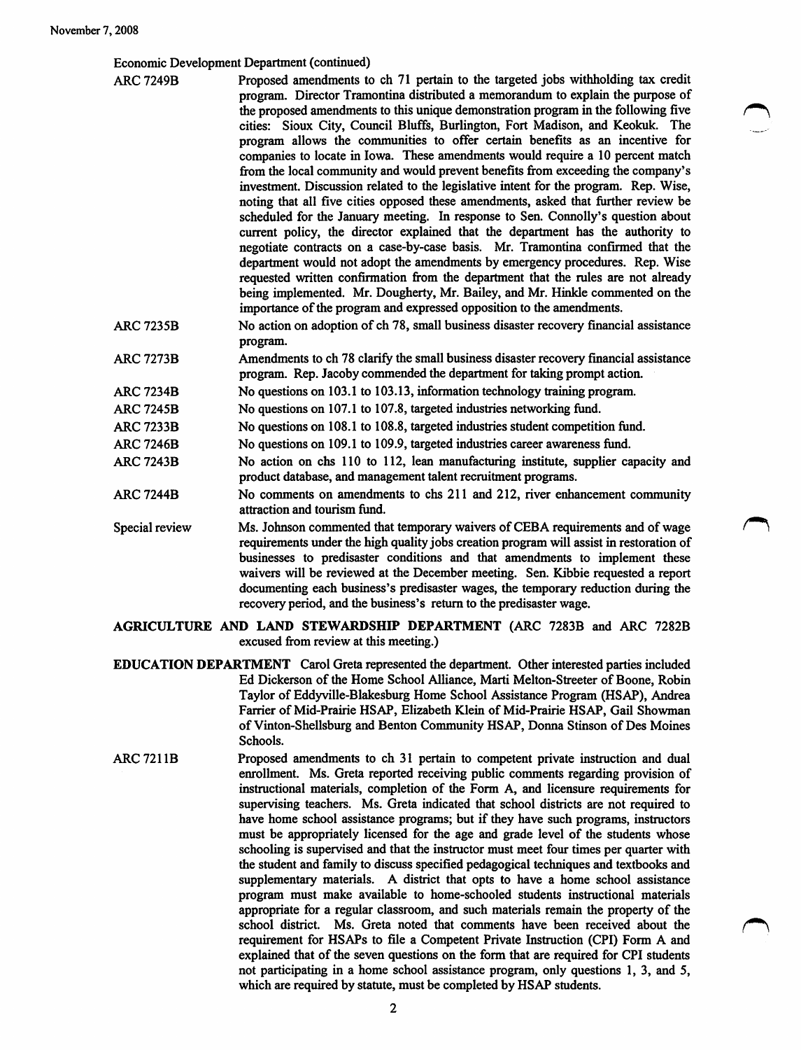Economic Development Department (continued)

**ARC 7249B** Proposed amendments to ch 71 pertain to the targeted jobs withholding tax credit program. Director Tramontina distributed a memorandum to explain the purpose of the proposed amendments to this unique demonstration program in the following five cities: Sioux City, Council Bluffs, Burlington, Fort Madison, and Keokuk. The program allows the communities to offer certain benefits as an incentive for companies to locate in Iowa. These amendments would require a 10 percent match from the local community and would prevent benefits from exceeding the company's investment. Discussion related to the legislative intent for the program. Rep. Wise, noting that all five cities opposed these amendments, asked that further review be scheduled for the January meeting. In response to Sen. Connolly's question about current policy, the director explained that the department has the authority to negotiate contracts on a case-by-case basis. Mr. Tramontina confirmed that the department would not adopt the amendments by emergency procedures. Rep. Wise requested written confirmation from the department that the rules are not already being implemented. Mr. Dougherty, Mr. Bailey, and Mr. Hinkle commented on the importance of the program and expressed opposition to the amendments.

**ARC 7235B** No action on adoption of ch 78, small business disaster recovery financial assistance program.

**ARC 7273B** Amendments to ch 78 clarify the small business disaster recovery financial assistance program. Rep. Jacoby commended the department for taking prompt action.

**ARC 7234B** No questions on 103.1 to 103.13, information technology training program.

**ARC 7245B** No questions on 107.1 to 107.8, targeted industries networking fund.

**ARC 7233B** No questions on 108.1 to 108.8, targeted industries student competition fund.

**ARC 7246B** No questions on 109.1 to 109.9, targeted industries career awareness fund.

**ARC 7243B** No action on chs 110 to 112, lean manufacturing institute, supplier capacity and product database, and management talent recruitment programs.

**ARC 7244B** No comments on amendments to chs 211 and 212, river enhancement community attraction and tourism fund.

**Special review** Ms. Johnson commented that temporary waivers of CEBA requirements and of wage requirements under the high quality jobs creation program will assist in restoration of businesses to predisaster conditions and that amendments to implement these waivers will be reviewed at the December meeting. Sen. Kibbie requested a report documenting each business's predisaster wages, the temporary reduction during the recovery period, and the business's return to the predisaster wage.

**AGRICULTURE AND LAND STEWARDSHIP DEPARTMENT** (ARC 7283B and ARC 7282B excused from review at this meeting.)

**EDUCATION DEPARTMENT** Carol Greta represented the department. Other interested parties included Ed Dickerson of the Home School Alliance, Marti Melton-Streeter of Boone, Robin Taylor of Eddyville-Blakesburg Home School Assistance Program (HSAP), Andrea Farrier of Mid-Prairie HSAP, Elizabeth Klein of Mid-Prairie HSAP, Gail Showman of Vinton-Shellsburg and Benton Community HSAP, Donna Stinson of Des Moines Schools.

**ARC 7211B** Proposed amendments to ch 31 pertain to competent private instruction and dual enrollment. Ms. Greta reported receiving public comments regarding provision of instructional materials, completion of the Form A, and licensure requirements for supervising teachers. Ms. Greta indicated that school districts are not required to have home school assistance programs; but if they have such programs, instructors must be appropriately licensed for the age and grade level of the students whose schooling is supervised and that the instructor must meet four times per quarter with the student and family to discuss specified pedagogical techniques and textbooks and supplementary materials. A district that opts to have a home school assistance program must make available to home-schooled students instructional materials appropriate for a regular classroom, and such materials remain the property of the school district. Ms. Greta noted that comments have been received about the requirement for HSAPs to file a Competent Private Instruction (CPI) Form A and explained that of the seven questions on the form that are required for CPI students not participating in a home school assistance program, only questions 1, 3, and 5, which are required by statute, must be completed by HSAP students.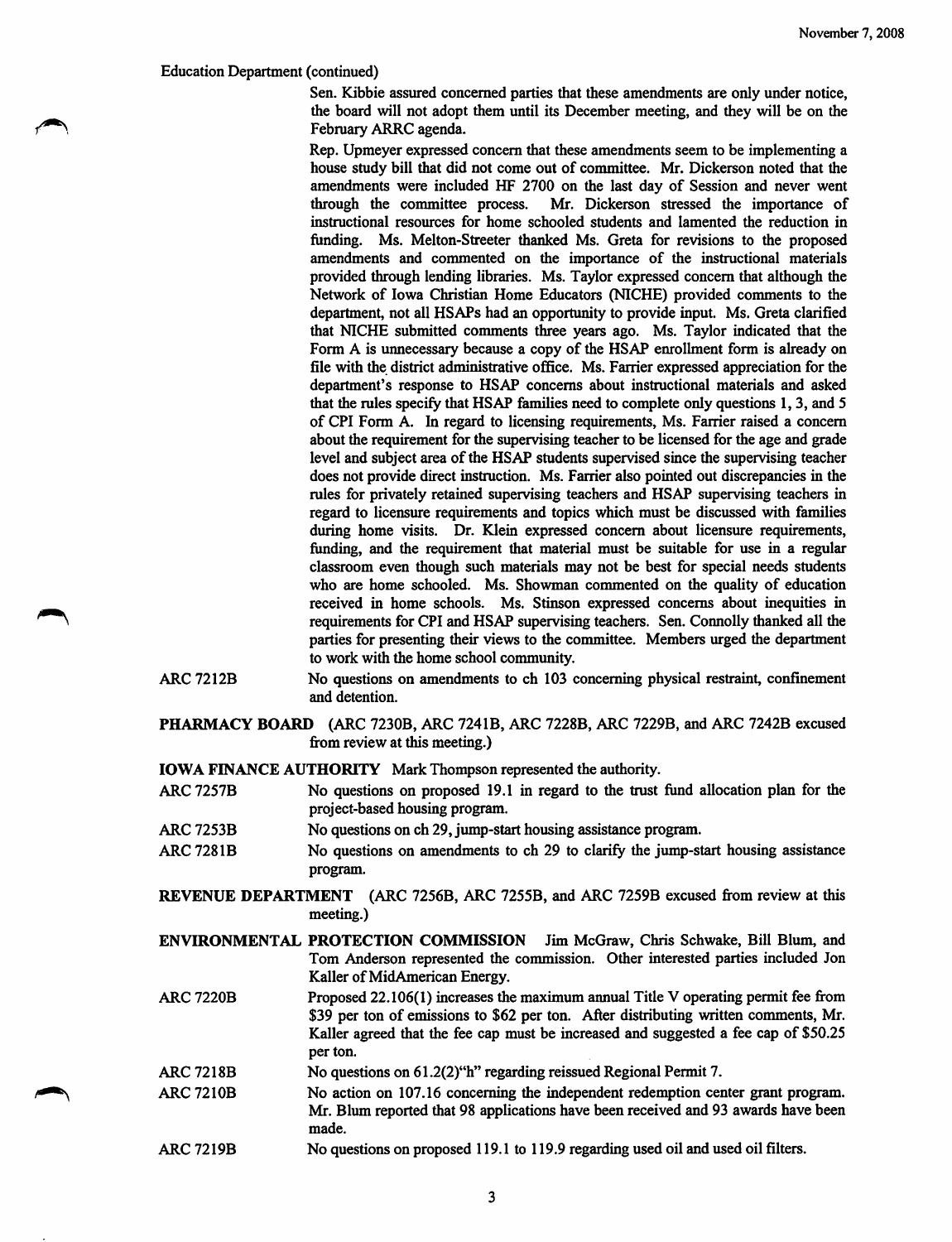Education Department (continued)

Sen. Kibbie assured concerned parties that these amendments are only under notice, the board will not adopt them until its December meeting, and they will be on the February ARRC agenda.

Rep. Upmeyer expressed concern that these amendments seem to be implementing a house study bill that did not come out of committee. Mr. Dickerson noted that the amendments were included HF 2700 on the last day of Session and never went through the committee process. Mr. Dickerson stressed the importance of instructional resources for home schooled students and lamented the reduction in funding. Ms. Melton-Streeter thanked Ms. Greta for revisions to the proposed amendments and commented on the importance of the instructional materials provided through lending libraries. Ms. Taylor expressed concern that although the Network of Iowa Christian Home Educators (NICHE) provided comments to the department, not all HSAPs had an opportunity to provide input. Ms. Greta clarified that NICHE submitted comments three years ago. Ms. Taylor indicated that the Form A is unnecessary because a copy of the HSAP enrollment form is already on file with the district administrative office. Ms. Farrier expressed appreciation for the department's response to HSAP concerns about instructional materials and asked that the rules specify that HSAP families need to complete only questions 1, 3, and 5 of CPI Form A. In regard to licensing requirements, Ms. Farrier raised a concern about the requirement for the supervising teacher to be licensed for the age and grade level and subject area of the HSAP students supervised since the supervising teacher does not provide direct instruction. Ms. Farrier also pointed out discrepancies in the rules for privately retained supervising teachers and HSAP supervising teachers in regard to licensure requirements and topics which must be discussed with families during home visits. Dr. Klein expressed concern about licensure requirements, funding, and the requirement that material must be suitable for use in a regular classroom even though such materials may not be best for special needs students who are home schooled. Ms. Showman commented on the quality of education received in home schools. Ms. Stinson expressed concerns about inequities in requirements for CPI and HSAP supervising teachers. Sen. Connolly thanked all the parties for presenting their views to the committee. Members urged the department to work with the home school community.

ARC 7212B — No questions on amendments to ch 103 concerning physical restraint, confinement and detention.

**PHARMACY BOARD** (ARC 7230B, ARC 7241B, ARC 7228B, ARC 7229B, and ARC 7242B excused from review at this meeting.)

**IOWA FINANCE AUTHORITY** Mark Thompson represented the authority.

ARC 7257B — No questions on proposed 19.1 in regard to the trust fund allocation plan for the project-based housing program.

ARC 7253B — No questions on ch 29, jump-start housing assistance program.

ARC 7281B — No questions on amendments to ch 29 to clarify the jump-start housing assistance program.

**REVENUE DEPARTMENT** (ARC 7256B, ARC 7255B, and ARC 7259B excused from review at this meeting.)

**ENVIRONMENTAL PROTECTION COMMISSION** Jim McGraw, Chris Schwake, Bill Blum, and Tom Anderson represented the commission. Other interested parties included Jon Kaller of MidAmerican Energy.

ARC 7220B — Proposed 22.106(1) increases the maximum annual Title V operating permit fee from \$39 per ton of emissions to \$62 per ton. After distributing written comments, Mr. Kaller agreed that the fee cap must be increased and suggested a fee cap of \$50.25 per ton.

ARC 7218B — No questions on 61.2(2)"h" regarding reissued Regional Permit 7.

ARC 7210B — No action on 107.16 concerning the independent redemption center grant program. Mr. Blum reported that 98 applications have been received and 93 awards have been made.

ARC 7219B — No questions on proposed 119.1 to 119.9 regarding used oil and used oil filters.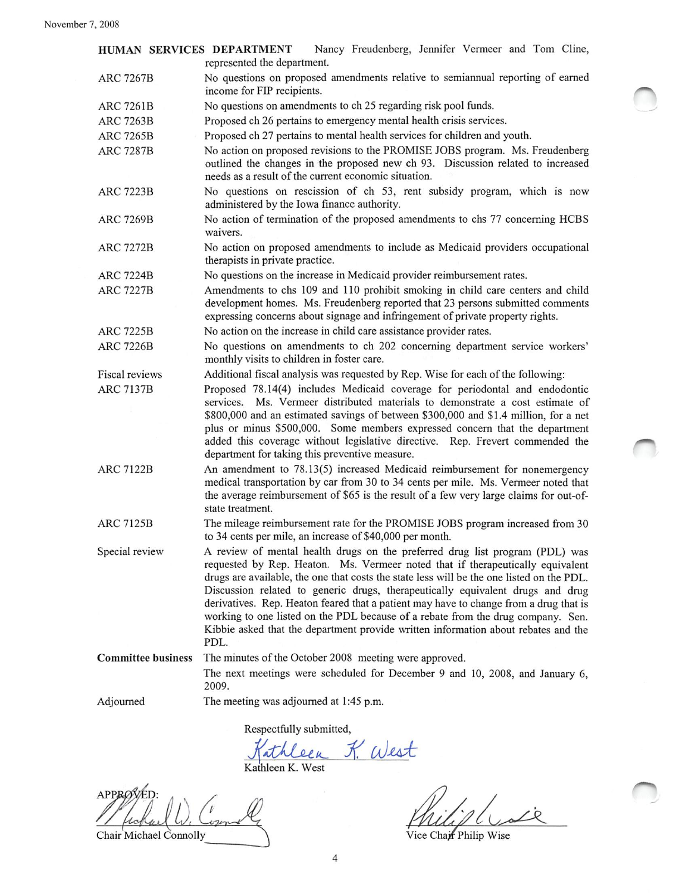November 7, 2008

| | |
|---|---|
| **HUMAN SERVICES DEPARTMENT** | Nancy Freudenberg, Jennifer Vermeer and Tom Cline, represented the department. |
| ARC 7267B | No questions on proposed amendments relative to semiannual reporting of earned income for FIP recipients. |
| ARC 7261B | No questions on amendments to ch 25 regarding risk pool funds. |
| ARC 7263B | Proposed ch 26 pertains to emergency mental health crisis services. |
| ARC 7265B | Proposed ch 27 pertains to mental health services for children and youth. |
| ARC 7287B | No action on proposed revisions to the PROMISE JOBS program. Ms. Freudenberg outlined the changes in the proposed new ch 93. Discussion related to increased needs as a result of the current economic situation. |
| ARC 7223B | No questions on rescission of ch 53, rent subsidy program, which is now administered by the Iowa finance authority. |
| ARC 7269B | No action of termination of the proposed amendments to chs 77 concerning HCBS waivers. |
| ARC 7272B | No action on proposed amendments to include as Medicaid providers occupational therapists in private practice. |
| ARC 7224B | No questions on the increase in Medicaid provider reimbursement rates. |
| ARC 7227B | Amendments to chs 109 and 110 prohibit smoking in child care centers and child development homes. Ms. Freudenberg reported that 23 persons submitted comments expressing concerns about signage and infringement of private property rights. |
| ARC 7225B | No action on the increase in child care assistance provider rates. |
| ARC 7226B | No questions on amendments to ch 202 concerning department service workers' monthly visits to children in foster care. |
| Fiscal reviews | Additional fiscal analysis was requested by Rep. Wise for each of the following: |
| ARC 7137B | Proposed 78.14(4) includes Medicaid coverage for periodontal and endodontic services. Ms. Vermeer distributed materials to demonstrate a cost estimate of $800,000 and an estimated savings of between $300,000 and $1.4 million, for a net plus or minus $500,000. Some members expressed concern that the department added this coverage without legislative directive. Rep. Frevert commended the department for taking this preventive measure. |
| ARC 7122B | An amendment to 78.13(5) increased Medicaid reimbursement for nonemergency medical transportation by car from 30 to 34 cents per mile. Ms. Vermeer noted that the average reimbursement of $65 is the result of a few very large claims for out-of-state treatment. |
| ARC 7125B | The mileage reimbursement rate for the PROMISE JOBS program increased from 30 to 34 cents per mile, an increase of $40,000 per month. |
| Special review | A review of mental health drugs on the preferred drug list program (PDL) was requested by Rep. Heaton. Ms. Vermeer noted that if therapeutically equivalent drugs are available, the one that costs the state less will be the one listed on the PDL. Discussion related to generic drugs, therapeutically equivalent drugs and drug derivatives. Rep. Heaton feared that a patient may have to change from a drug that is working to one listed on the PDL because of a rebate from the drug company. Sen. Kibbie asked that the department provide written information about rebates and the PDL. |
| **Committee business** | The minutes of the October 2008 meeting were approved. |
| | The next meetings were scheduled for December 9 and 10, 2008, and January 6, 2009. |
| Adjourned | The meeting was adjourned at 1:45 p.m. |

Respectfully submitted,

Kathleen K. West

APPROVED:

Chair Michael Connolly

Vice Chair Philip Wise